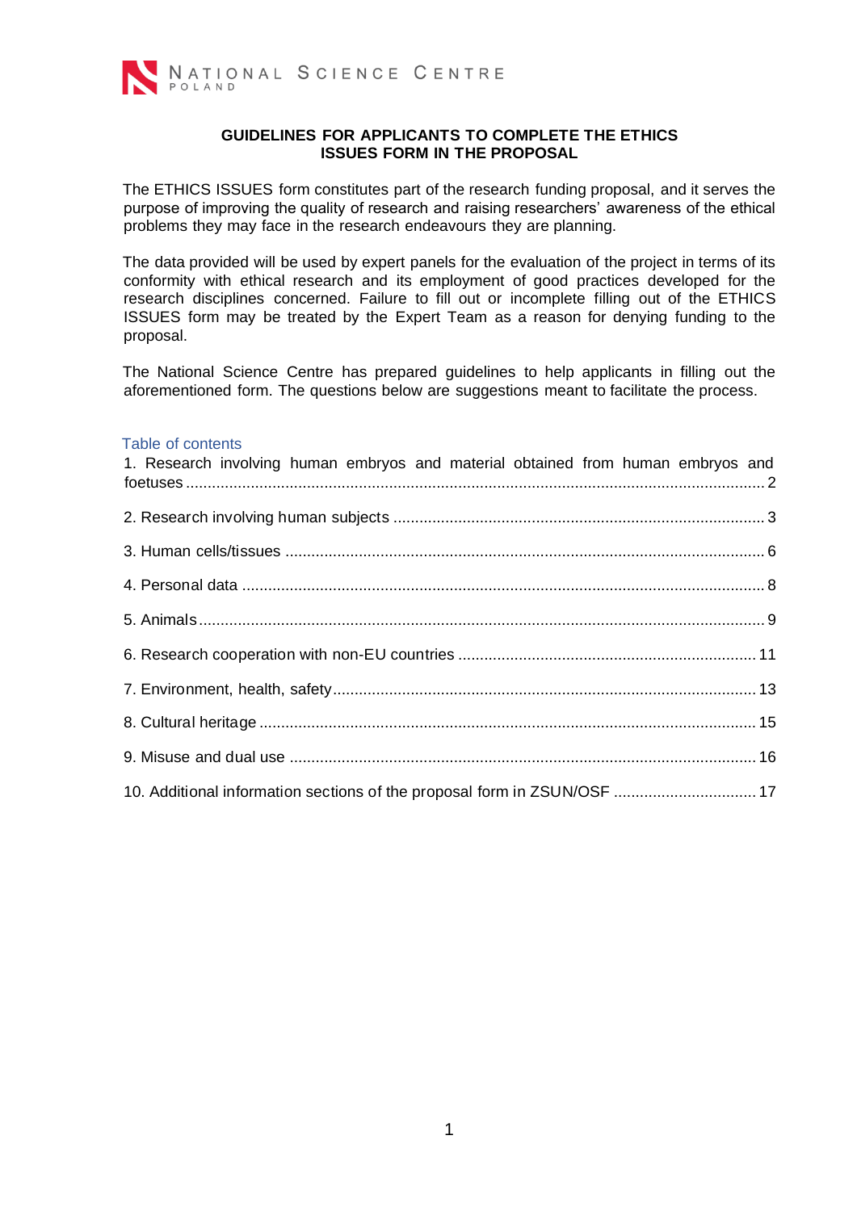NATIONAL SCIENCE CENTRE
POLAND

# GUIDELINES FOR APPLICANTS TO COMPLETE THE ETHICS ISSUES FORM IN THE PROPOSAL

The ETHICS ISSUES form constitutes part of the research funding proposal, and it serves the purpose of improving the quality of research and raising researchers' awareness of the ethical problems they may face in the research endeavours they are planning.

The data provided will be used by expert panels for the evaluation of the project in terms of its conformity with ethical research and its employment of good practices developed for the research disciplines concerned. Failure to fill out or incomplete filling out of the ETHICS ISSUES form may be treated by the Expert Team as a reason for denying funding to the proposal.

The National Science Centre has prepared guidelines to help applicants in filling out the aforementioned form. The questions below are suggestions meant to facilitate the process.

## Table of contents

1. Research involving human embryos and material obtained from human embryos and foetuses ..... 2
2. Research involving human subjects ..... 3
3. Human cells/tissues ..... 6
4. Personal data ..... 8
5. Animals ..... 9
6. Research cooperation with non-EU countries ..... 11
7. Environment, health, safety ..... 13
8. Cultural heritage ..... 15
9. Misuse and dual use ..... 16
10. Additional information sections of the proposal form in ZSUN/OSF ..... 17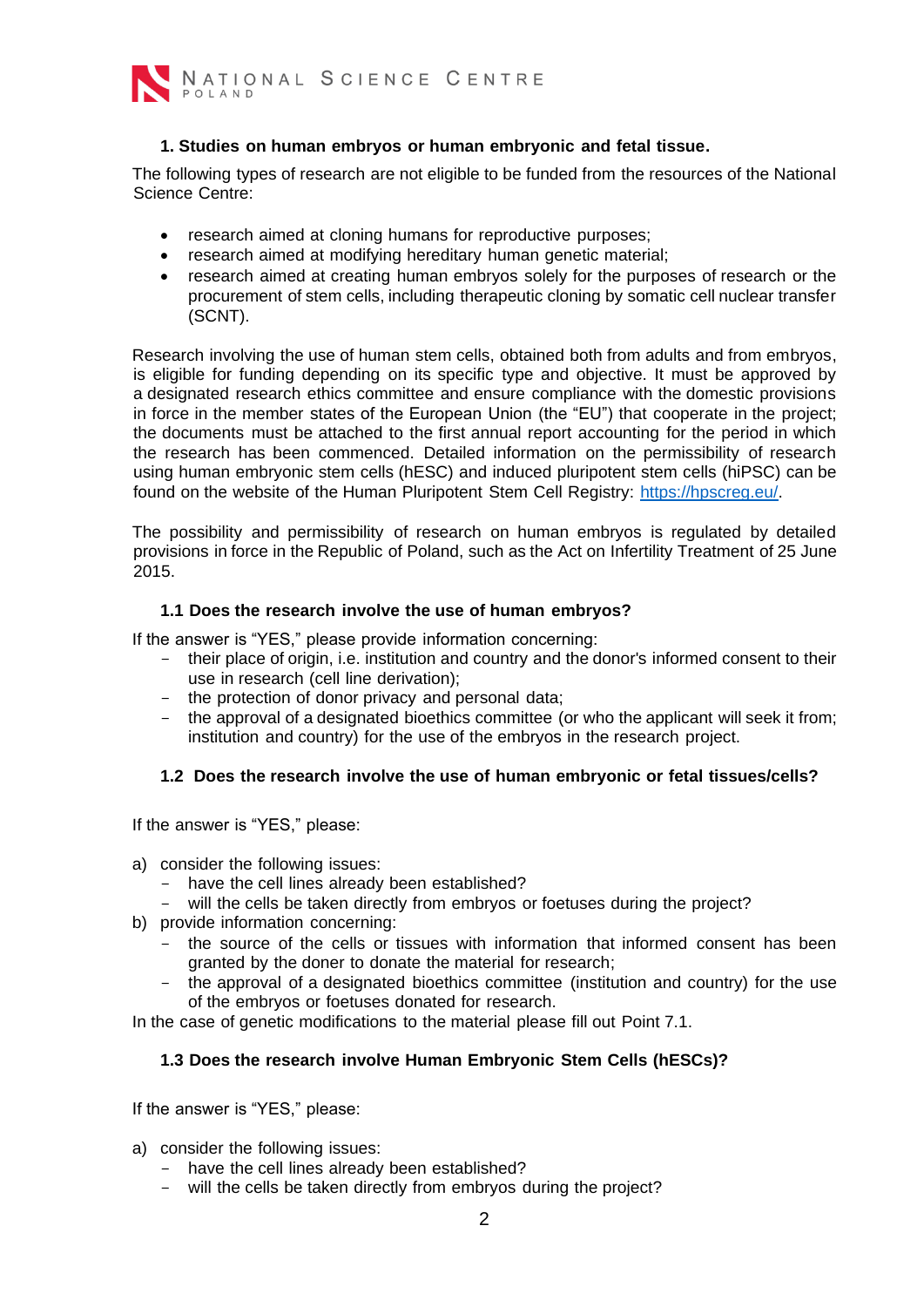### 1. Studies on human embryos or human embryonic and fetal tissue.

The following types of research are not eligible to be funded from the resources of the National Science Centre:

- research aimed at cloning humans for reproductive purposes;
- research aimed at modifying hereditary human genetic material;
- research aimed at creating human embryos solely for the purposes of research or the procurement of stem cells, including therapeutic cloning by somatic cell nuclear transfer (SCNT).

Research involving the use of human stem cells, obtained both from adults and from embryos, is eligible for funding depending on its specific type and objective. It must be approved by a designated research ethics committee and ensure compliance with the domestic provisions in force in the member states of the European Union (the "EU") that cooperate in the project; the documents must be attached to the first annual report accounting for the period in which the research has been commenced. Detailed information on the permissibility of research using human embryonic stem cells (hESC) and induced pluripotent stem cells (hiPSC) can be found on the website of the Human Pluripotent Stem Cell Registry: https://hpscreg.eu/.

The possibility and permissibility of research on human embryos is regulated by detailed provisions in force in the Republic of Poland, such as the Act on Infertility Treatment of 25 June 2015.

#### 1.1 Does the research involve the use of human embryos?

If the answer is "YES," please provide information concerning:

- their place of origin, i.e. institution and country and the donor's informed consent to their use in research (cell line derivation);
- the protection of donor privacy and personal data;
- the approval of a designated bioethics committee (or who the applicant will seek it from; institution and country) for the use of the embryos in the research project.

#### 1.2 Does the research involve the use of human embryonic or fetal tissues/cells?

If the answer is "YES," please:

a) consider the following issues:
   - have the cell lines already been established?
   - will the cells be taken directly from embryos or foetuses during the project?

b) provide information concerning:
   - the source of the cells or tissues with information that informed consent has been granted by the doner to donate the material for research;
   - the approval of a designated bioethics committee (institution and country) for the use of the embryos or foetuses donated for research.

In the case of genetic modifications to the material please fill out Point 7.1.

#### 1.3 Does the research involve Human Embryonic Stem Cells (hESCs)?

If the answer is "YES," please:

a) consider the following issues:
   - have the cell lines already been established?
   - will the cells be taken directly from embryos during the project?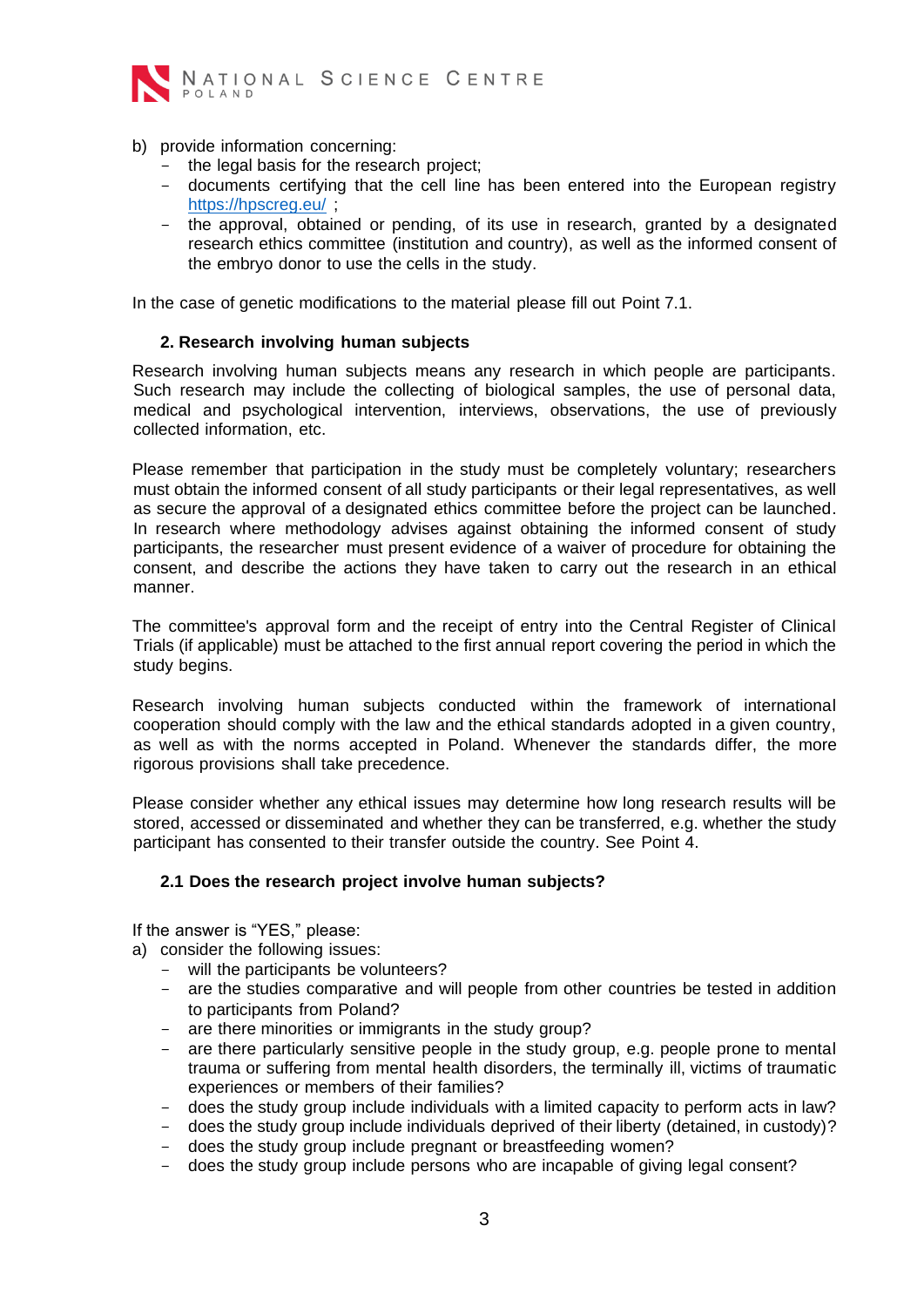b) provide information concerning:
   - the legal basis for the research project;
   - documents certifying that the cell line has been entered into the European registry https://hpscreg.eu/ ;
   - the approval, obtained or pending, of its use in research, granted by a designated research ethics committee (institution and country), as well as the informed consent of the embryo donor to use the cells in the study.

In the case of genetic modifications to the material please fill out Point 7.1.

### 2. Research involving human subjects

Research involving human subjects means any research in which people are participants. Such research may include the collecting of biological samples, the use of personal data, medical and psychological intervention, interviews, observations, the use of previously collected information, etc.

Please remember that participation in the study must be completely voluntary; researchers must obtain the informed consent of all study participants or their legal representatives, as well as secure the approval of a designated ethics committee before the project can be launched. In research where methodology advises against obtaining the informed consent of study participants, the researcher must present evidence of a waiver of procedure for obtaining the consent, and describe the actions they have taken to carry out the research in an ethical manner.

The committee's approval form and the receipt of entry into the Central Register of Clinical Trials (if applicable) must be attached to the first annual report covering the period in which the study begins.

Research involving human subjects conducted within the framework of international cooperation should comply with the law and the ethical standards adopted in a given country, as well as with the norms accepted in Poland. Whenever the standards differ, the more rigorous provisions shall take precedence.

Please consider whether any ethical issues may determine how long research results will be stored, accessed or disseminated and whether they can be transferred, e.g. whether the study participant has consented to their transfer outside the country. See Point 4.

### 2.1 Does the research project involve human subjects?

If the answer is "YES," please:

a) consider the following issues:
   - will the participants be volunteers?
   - are the studies comparative and will people from other countries be tested in addition to participants from Poland?
   - are there minorities or immigrants in the study group?
   - are there particularly sensitive people in the study group, e.g. people prone to mental trauma or suffering from mental health disorders, the terminally ill, victims of traumatic experiences or members of their families?
   - does the study group include individuals with a limited capacity to perform acts in law?
   - does the study group include individuals deprived of their liberty (detained, in custody)?
   - does the study group include pregnant or breastfeeding women?
   - does the study group include persons who are incapable of giving legal consent?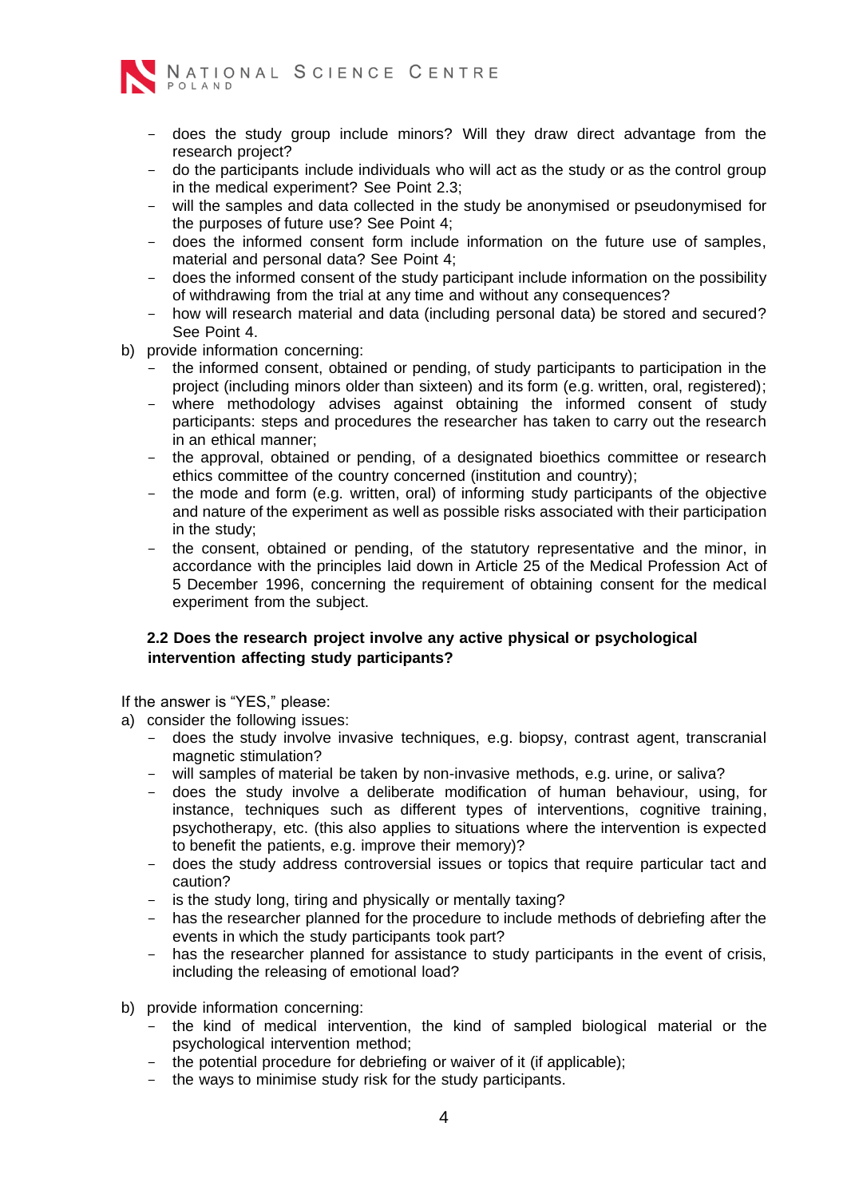- does the study group include minors? Will they draw direct advantage from the research project?
- do the participants include individuals who will act as the study or as the control group in the medical experiment? See Point 2.3;
- will the samples and data collected in the study be anonymised or pseudonymised for the purposes of future use? See Point 4;
- does the informed consent form include information on the future use of samples, material and personal data? See Point 4;
- does the informed consent of the study participant include information on the possibility of withdrawing from the trial at any time and without any consequences?
- how will research material and data (including personal data) be stored and secured? See Point 4.

b) provide information concerning:
   - the informed consent, obtained or pending, of study participants to participation in the project (including minors older than sixteen) and its form (e.g. written, oral, registered);
   - where methodology advises against obtaining the informed consent of study participants: steps and procedures the researcher has taken to carry out the research in an ethical manner;
   - the approval, obtained or pending, of a designated bioethics committee or research ethics committee of the country concerned (institution and country);
   - the mode and form (e.g. written, oral) of informing study participants of the objective and nature of the experiment as well as possible risks associated with their participation in the study;
   - the consent, obtained or pending, of the statutory representative and the minor, in accordance with the principles laid down in Article 25 of the Medical Profession Act of 5 December 1996, concerning the requirement of obtaining consent for the medical experiment from the subject.

**2.2 Does the research project involve any active physical or psychological intervention affecting study participants?**

If the answer is "YES," please:

a) consider the following issues:
   - does the study involve invasive techniques, e.g. biopsy, contrast agent, transcranial magnetic stimulation?
   - will samples of material be taken by non-invasive methods, e.g. urine, or saliva?
   - does the study involve a deliberate modification of human behaviour, using, for instance, techniques such as different types of interventions, cognitive training, psychotherapy, etc. (this also applies to situations where the intervention is expected to benefit the patients, e.g. improve their memory)?
   - does the study address controversial issues or topics that require particular tact and caution?
   - is the study long, tiring and physically or mentally taxing?
   - has the researcher planned for the procedure to include methods of debriefing after the events in which the study participants took part?
   - has the researcher planned for assistance to study participants in the event of crisis, including the releasing of emotional load?

b) provide information concerning:
   - the kind of medical intervention, the kind of sampled biological material or the psychological intervention method;
   - the potential procedure for debriefing or waiver of it (if applicable);
   - the ways to minimise study risk for the study participants.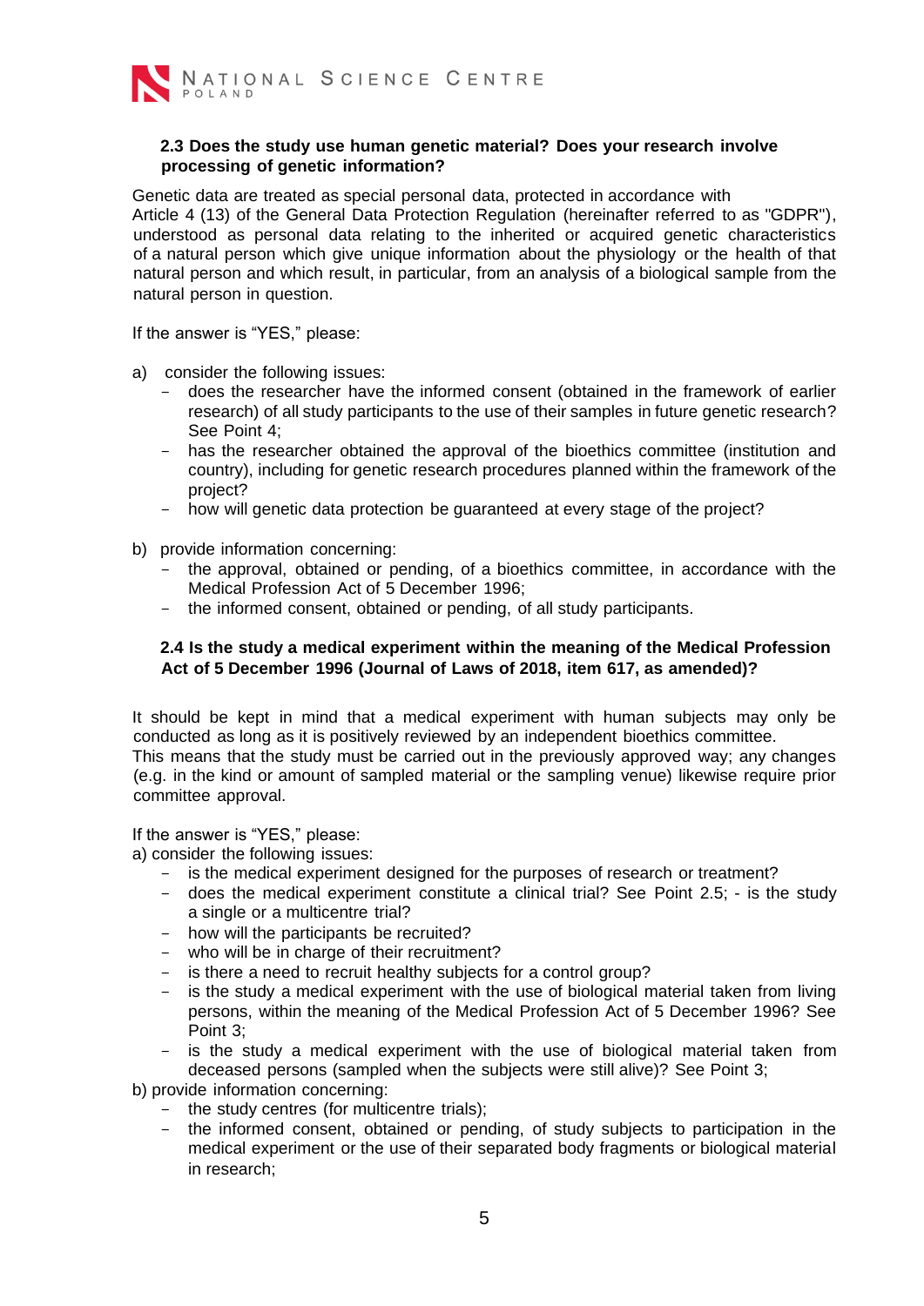### 2.3 Does the study use human genetic material? Does your research involve processing of genetic information?

Genetic data are treated as special personal data, protected in accordance with Article 4 (13) of the General Data Protection Regulation (hereinafter referred to as "GDPR"), understood as personal data relating to the inherited or acquired genetic characteristics of a natural person which give unique information about the physiology or the health of that natural person and which result, in particular, from an analysis of a biological sample from the natural person in question.

If the answer is "YES," please:

a) consider the following issues:
   - does the researcher have the informed consent (obtained in the framework of earlier research) of all study participants to the use of their samples in future genetic research? See Point 4;
   - has the researcher obtained the approval of the bioethics committee (institution and country), including for genetic research procedures planned within the framework of the project?
   - how will genetic data protection be guaranteed at every stage of the project?

b) provide information concerning:
   - the approval, obtained or pending, of a bioethics committee, in accordance with the Medical Profession Act of 5 December 1996;
   - the informed consent, obtained or pending, of all study participants.

### 2.4 Is the study a medical experiment within the meaning of the Medical Profession Act of 5 December 1996 (Journal of Laws of 2018, item 617, as amended)?

It should be kept in mind that a medical experiment with human subjects may only be conducted as long as it is positively reviewed by an independent bioethics committee.
This means that the study must be carried out in the previously approved way; any changes (e.g. in the kind or amount of sampled material or the sampling venue) likewise require prior committee approval.

If the answer is "YES," please:
a) consider the following issues:
   - is the medical experiment designed for the purposes of research or treatment?
   - does the medical experiment constitute a clinical trial? See Point 2.5; - is the study a single or a multicentre trial?
   - how will the participants be recruited?
   - who will be in charge of their recruitment?
   - is there a need to recruit healthy subjects for a control group?
   - is the study a medical experiment with the use of biological material taken from living persons, within the meaning of the Medical Profession Act of 5 December 1996? See Point 3;
   - is the study a medical experiment with the use of biological material taken from deceased persons (sampled when the subjects were still alive)? See Point 3;

b) provide information concerning:
   - the study centres (for multicentre trials);
   - the informed consent, obtained or pending, of study subjects to participation in the medical experiment or the use of their separated body fragments or biological material in research;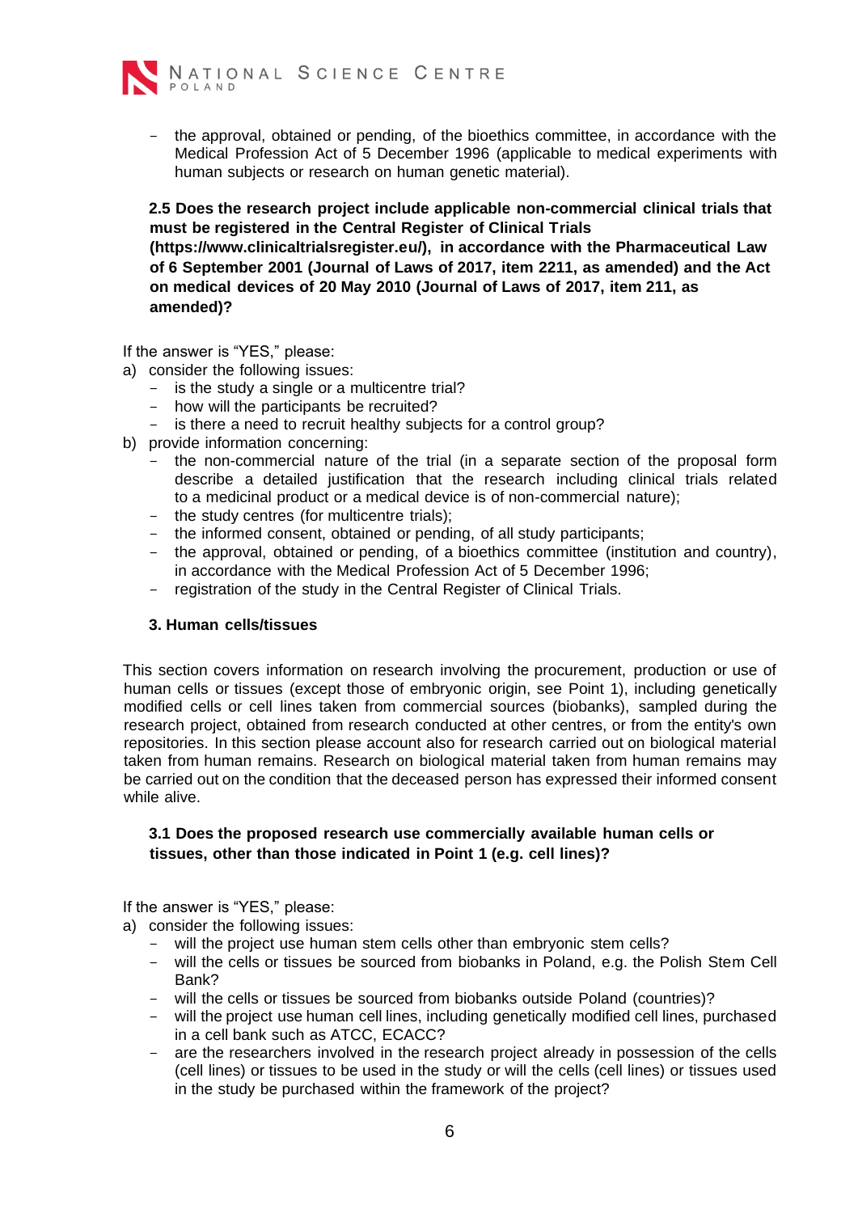- the approval, obtained or pending, of the bioethics committee, in accordance with the Medical Profession Act of 5 December 1996 (applicable to medical experiments with human subjects or research on human genetic material).

**2.5 Does the research project include applicable non-commercial clinical trials that must be registered in the Central Register of Clinical Trials (https://www.clinicaltrialsregister.eu/), in accordance with the Pharmaceutical Law of 6 September 2001 (Journal of Laws of 2017, item 2211, as amended) and the Act on medical devices of 20 May 2010 (Journal of Laws of 2017, item 211, as amended)?**

If the answer is "YES," please:

a) consider the following issues:
   - is the study a single or a multicentre trial?
   - how will the participants be recruited?
   - is there a need to recruit healthy subjects for a control group?
b) provide information concerning:
   - the non-commercial nature of the trial (in a separate section of the proposal form describe a detailed justification that the research including clinical trials related to a medicinal product or a medical device is of non-commercial nature);
   - the study centres (for multicentre trials);
   - the informed consent, obtained or pending, of all study participants;
   - the approval, obtained or pending, of a bioethics committee (institution and country), in accordance with the Medical Profession Act of 5 December 1996;
   - registration of the study in the Central Register of Clinical Trials.

### 3. Human cells/tissues

This section covers information on research involving the procurement, production or use of human cells or tissues (except those of embryonic origin, see Point 1), including genetically modified cells or cell lines taken from commercial sources (biobanks), sampled during the research project, obtained from research conducted at other centres, or from the entity's own repositories. In this section please account also for research carried out on biological material taken from human remains. Research on biological material taken from human remains may be carried out on the condition that the deceased person has expressed their informed consent while alive.

**3.1 Does the proposed research use commercially available human cells or tissues, other than those indicated in Point 1 (e.g. cell lines)?**

If the answer is "YES," please:

a) consider the following issues:
   - will the project use human stem cells other than embryonic stem cells?
   - will the cells or tissues be sourced from biobanks in Poland, e.g. the Polish Stem Cell Bank?
   - will the cells or tissues be sourced from biobanks outside Poland (countries)?
   - will the project use human cell lines, including genetically modified cell lines, purchased in a cell bank such as ATCC, ECACC?
   - are the researchers involved in the research project already in possession of the cells (cell lines) or tissues to be used in the study or will the cells (cell lines) or tissues used in the study be purchased within the framework of the project?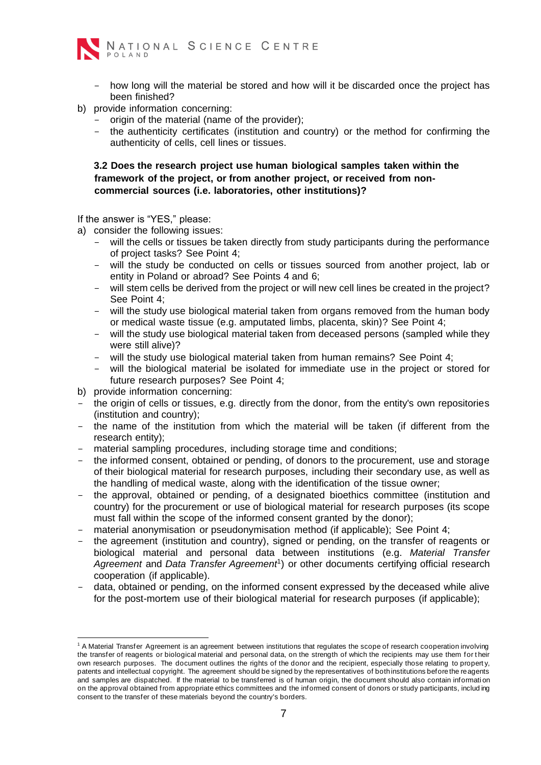- how long will the material be stored and how will it be discarded once the project has been finished?

b) provide information concerning:
   - origin of the material (name of the provider);
   - the authenticity certificates (institution and country) or the method for confirming the authenticity of cells, cell lines or tissues.

**3.2 Does the research project use human biological samples taken within the framework of the project, or from another project, or received from non-commercial sources (i.e. laboratories, other institutions)?**

If the answer is "YES," please:

a) consider the following issues:
   - will the cells or tissues be taken directly from study participants during the performance of project tasks? See Point 4;
   - will the study be conducted on cells or tissues sourced from another project, lab or entity in Poland or abroad? See Points 4 and 6;
   - will stem cells be derived from the project or will new cell lines be created in the project? See Point 4;
   - will the study use biological material taken from organs removed from the human body or medical waste tissue (e.g. amputated limbs, placenta, skin)? See Point 4;
   - will the study use biological material taken from deceased persons (sampled while they were still alive)?
   - will the study use biological material taken from human remains? See Point 4;
   - will the biological material be isolated for immediate use in the project or stored for future research purposes? See Point 4;

b) provide information concerning:
- the origin of cells or tissues, e.g. directly from the donor, from the entity's own repositories (institution and country);
- the name of the institution from which the material will be taken (if different from the research entity);
- material sampling procedures, including storage time and conditions;
- the informed consent, obtained or pending, of donors to the procurement, use and storage of their biological material for research purposes, including their secondary use, as well as the handling of medical waste, along with the identification of the tissue owner;
- the approval, obtained or pending, of a designated bioethics committee (institution and country) for the procurement or use of biological material for research purposes (its scope must fall within the scope of the informed consent granted by the donor);
- material anonymisation or pseudonymisation method (if applicable); See Point 4;
- the agreement (institution and country), signed or pending, on the transfer of reagents or biological material and personal data between institutions (e.g. *Material Transfer Agreement* and *Data Transfer Agreement*[1]) or other documents certifying official research cooperation (if applicable).
- data, obtained or pending, on the informed consent expressed by the deceased while alive for the post-mortem use of their biological material for research purposes (if applicable);

---

[1] A Material Transfer Agreement is an agreement between institutions that regulates the scope of research cooperation involving the transfer of reagents or biological material and personal data, on the strength of which the recipients may use them for their own research purposes. The document outlines the rights of the donor and the recipient, especially those relating to property, patents and intellectual copyright. The agreement should be signed by the representatives of both institutions before the reagents and samples are dispatched. If the material to be transferred is of human origin, the document should also contain information on the approval obtained from appropriate ethics committees and the informed consent of donors or study participants, including consent to the transfer of these materials beyond the country's borders.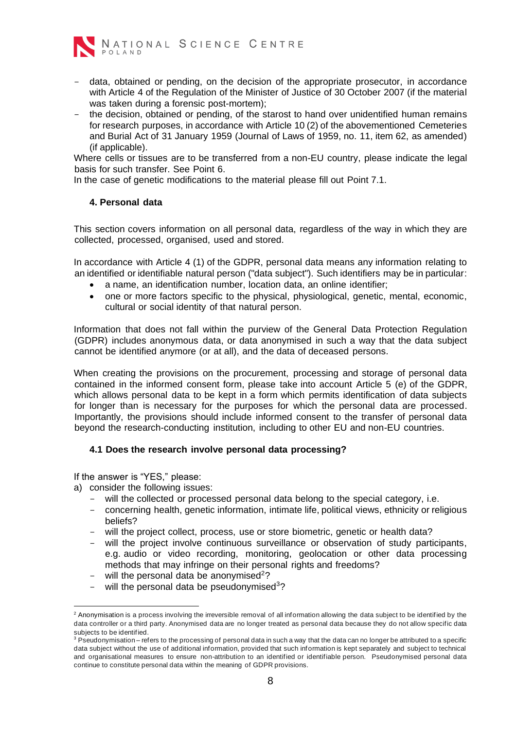- data, obtained or pending, on the decision of the appropriate prosecutor, in accordance with Article 4 of the Regulation of the Minister of Justice of 30 October 2007 (if the material was taken during a forensic post-mortem);
- the decision, obtained or pending, of the starost to hand over unidentified human remains for research purposes, in accordance with Article 10 (2) of the abovementioned Cemeteries and Burial Act of 31 January 1959 (Journal of Laws of 1959, no. 11, item 62, as amended) (if applicable).

Where cells or tissues are to be transferred from a non-EU country, please indicate the legal basis for such transfer. See Point 6.

In the case of genetic modifications to the material please fill out Point 7.1.

### 4. Personal data

This section covers information on all personal data, regardless of the way in which they are collected, processed, organised, used and stored.

In accordance with Article 4 (1) of the GDPR, personal data means any information relating to an identified or identifiable natural person ("data subject"). Such identifiers may be in particular:

- a name, an identification number, location data, an online identifier;
- one or more factors specific to the physical, physiological, genetic, mental, economic, cultural or social identity of that natural person.

Information that does not fall within the purview of the General Data Protection Regulation (GDPR) includes anonymous data, or data anonymised in such a way that the data subject cannot be identified anymore (or at all), and the data of deceased persons.

When creating the provisions on the procurement, processing and storage of personal data contained in the informed consent form, please take into account Article 5 (e) of the GDPR, which allows personal data to be kept in a form which permits identification of data subjects for longer than is necessary for the purposes for which the personal data are processed. Importantly, the provisions should include informed consent to the transfer of personal data beyond the research-conducting institution, including to other EU and non-EU countries.

#### 4.1 Does the research involve personal data processing?

If the answer is "YES," please:

a) consider the following issues:
   - will the collected or processed personal data belong to the special category, i.e.
   - concerning health, genetic information, intimate life, political views, ethnicity or religious beliefs?
   - will the project collect, process, use or store biometric, genetic or health data?
   - will the project involve continuous surveillance or observation of study participants, e.g. audio or video recording, monitoring, geolocation or other data processing methods that may infringe on their personal rights and freedoms?
   - will the personal data be anonymised[2]?
   - will the personal data be pseudonymised[3]?

---

[2] Anonymisation is a process involving the irreversible removal of all information allowing the data subject to be identified by the data controller or a third party. Anonymised data are no longer treated as personal data because they do not allow specific data subjects to be identified.

[3] Pseudonymisation – refers to the processing of personal data in such a way that the data can no longer be attributed to a specific data subject without the use of additional information, provided that such information is kept separately and subject to technical and organisational measures to ensure non-attribution to an identified or identifiable person. Pseudonymised personal data continue to constitute personal data within the meaning of GDPR provisions.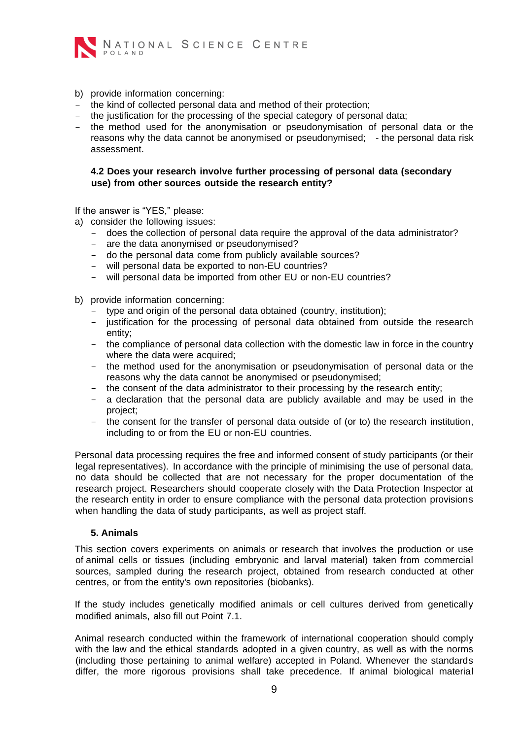b) provide information concerning:

- the kind of collected personal data and method of their protection;
- the justification for the processing of the special category of personal data;
- the method used for the anonymisation or pseudonymisation of personal data or the reasons why the data cannot be anonymised or pseudonymised; - the personal data risk assessment.

**4.2 Does your research involve further processing of personal data (secondary use) from other sources outside the research entity?**

If the answer is "YES," please:

a) consider the following issues:
   - does the collection of personal data require the approval of the data administrator?
   - are the data anonymised or pseudonymised?
   - do the personal data come from publicly available sources?
   - will personal data be exported to non-EU countries?
   - will personal data be imported from other EU or non-EU countries?

b) provide information concerning:
   - type and origin of the personal data obtained (country, institution);
   - justification for the processing of personal data obtained from outside the research entity;
   - the compliance of personal data collection with the domestic law in force in the country where the data were acquired;
   - the method used for the anonymisation or pseudonymisation of personal data or the reasons why the data cannot be anonymised or pseudonymised;
   - the consent of the data administrator to their processing by the research entity;
   - a declaration that the personal data are publicly available and may be used in the project;
   - the consent for the transfer of personal data outside of (or to) the research institution, including to or from the EU or non-EU countries.

Personal data processing requires the free and informed consent of study participants (or their legal representatives). In accordance with the principle of minimising the use of personal data, no data should be collected that are not necessary for the proper documentation of the research project. Researchers should cooperate closely with the Data Protection Inspector at the research entity in order to ensure compliance with the personal data protection provisions when handling the data of study participants, as well as project staff.

**5. Animals**

This section covers experiments on animals or research that involves the production or use of animal cells or tissues (including embryonic and larval material) taken from commercial sources, sampled during the research project, obtained from research conducted at other centres, or from the entity's own repositories (biobanks).

If the study includes genetically modified animals or cell cultures derived from genetically modified animals, also fill out Point 7.1.

Animal research conducted within the framework of international cooperation should comply with the law and the ethical standards adopted in a given country, as well as with the norms (including those pertaining to animal welfare) accepted in Poland. Whenever the standards differ, the more rigorous provisions shall take precedence. If animal biological material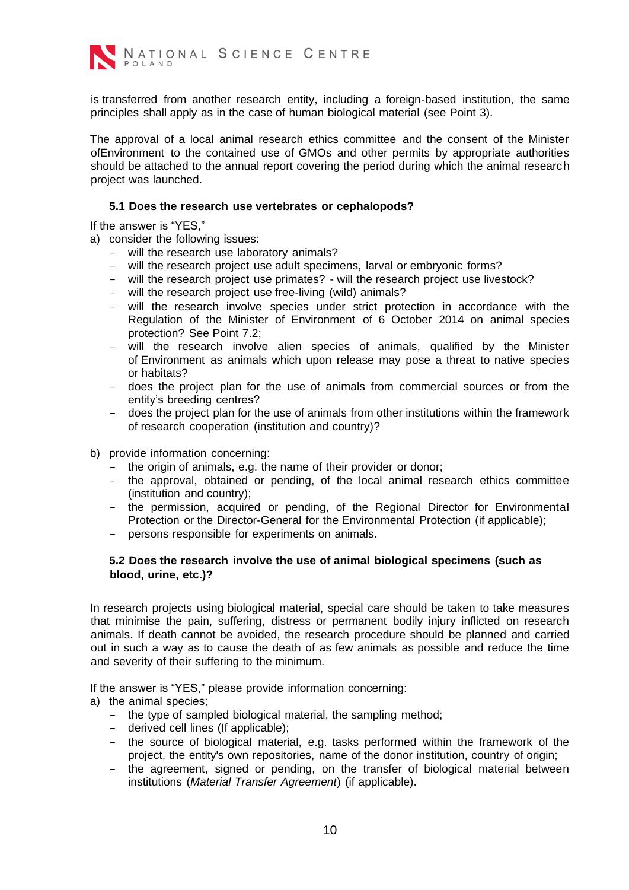is transferred from another research entity, including a foreign-based institution, the same principles shall apply as in the case of human biological material (see Point 3).

The approval of a local animal research ethics committee and the consent of the Minister ofEnvironment to the contained use of GMOs and other permits by appropriate authorities should be attached to the annual report covering the period during which the animal research project was launched.

### 5.1 Does the research use vertebrates or cephalopods?

If the answer is "YES,"

a) consider the following issues:
   - will the research use laboratory animals?
   - will the research project use adult specimens, larval or embryonic forms?
   - will the research project use primates? - will the research project use livestock?
   - will the research project use free-living (wild) animals?
   - will the research involve species under strict protection in accordance with the Regulation of the Minister of Environment of 6 October 2014 on animal species protection? See Point 7.2;
   - will the research involve alien species of animals, qualified by the Minister of Environment as animals which upon release may pose a threat to native species or habitats?
   - does the project plan for the use of animals from commercial sources or from the entity's breeding centres?
   - does the project plan for the use of animals from other institutions within the framework of research cooperation (institution and country)?

b) provide information concerning:
   - the origin of animals, e.g. the name of their provider or donor;
   - the approval, obtained or pending, of the local animal research ethics committee (institution and country);
   - the permission, acquired or pending, of the Regional Director for Environmental Protection or the Director-General for the Environmental Protection (if applicable);
   - persons responsible for experiments on animals.

### 5.2 Does the research involve the use of animal biological specimens (such as blood, urine, etc.)?

In research projects using biological material, special care should be taken to take measures that minimise the pain, suffering, distress or permanent bodily injury inflicted on research animals. If death cannot be avoided, the research procedure should be planned and carried out in such a way as to cause the death of as few animals as possible and reduce the time and severity of their suffering to the minimum.

If the answer is "YES," please provide information concerning:

a) the animal species;
   - the type of sampled biological material, the sampling method;
   - derived cell lines (If applicable);
   - the source of biological material, e.g. tasks performed within the framework of the project, the entity's own repositories, name of the donor institution, country of origin;
   - the agreement, signed or pending, on the transfer of biological material between institutions (*Material Transfer Agreement*) (if applicable).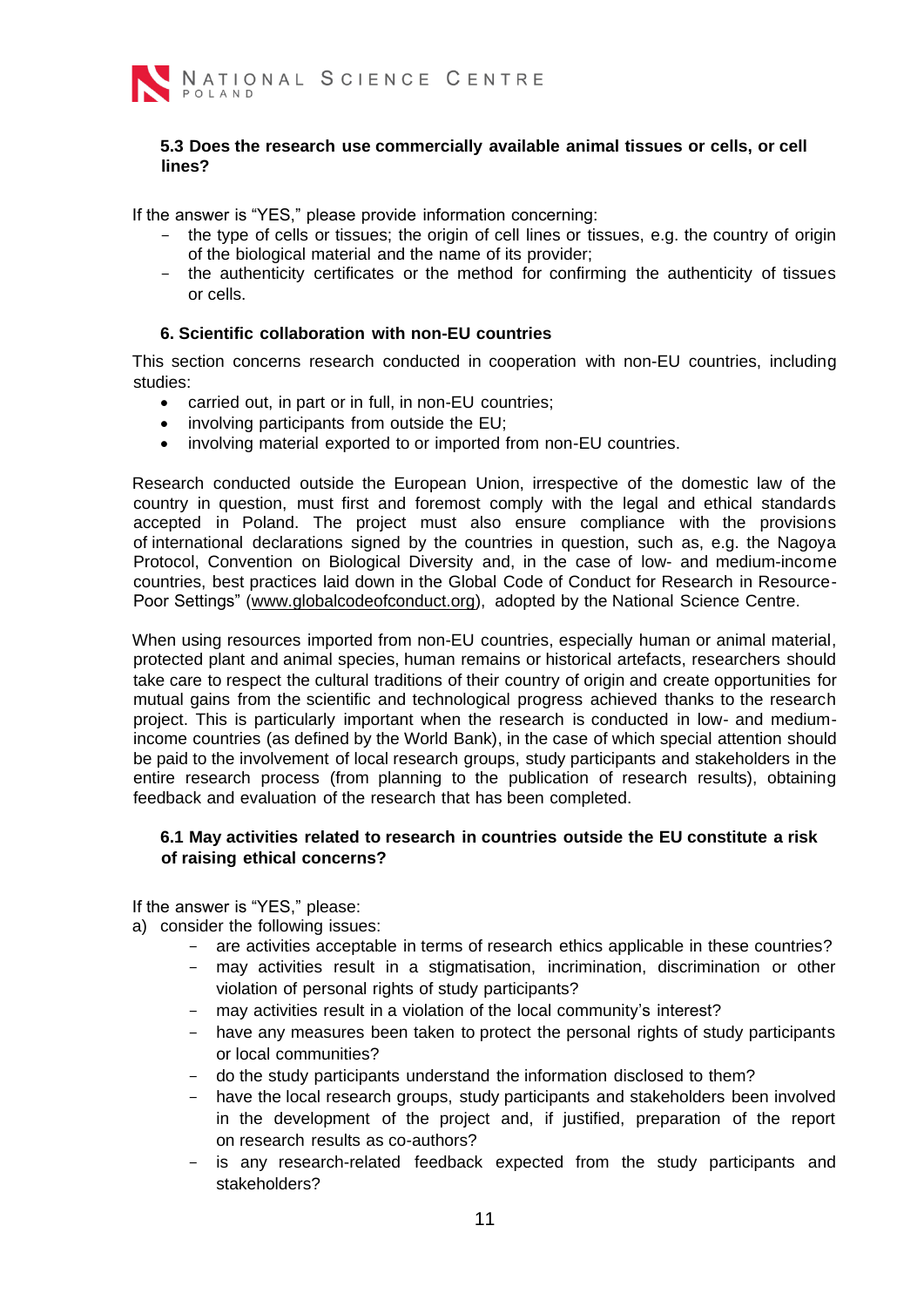### 5.3 Does the research use commercially available animal tissues or cells, or cell lines?

If the answer is "YES," please provide information concerning:

- the type of cells or tissues; the origin of cell lines or tissues, e.g. the country of origin of the biological material and the name of its provider;
- the authenticity certificates or the method for confirming the authenticity of tissues or cells.

### 6. Scientific collaboration with non-EU countries

This section concerns research conducted in cooperation with non-EU countries, including studies:

- carried out, in part or in full, in non-EU countries;
- involving participants from outside the EU;
- involving material exported to or imported from non-EU countries.

Research conducted outside the European Union, irrespective of the domestic law of the country in question, must first and foremost comply with the legal and ethical standards accepted in Poland. The project must also ensure compliance with the provisions of international declarations signed by the countries in question, such as, e.g. the Nagoya Protocol, Convention on Biological Diversity and, in the case of low- and medium-income countries, best practices laid down in the Global Code of Conduct for Research in Resource-Poor Settings" (www.globalcodeofconduct.org), adopted by the National Science Centre.

When using resources imported from non-EU countries, especially human or animal material, protected plant and animal species, human remains or historical artefacts, researchers should take care to respect the cultural traditions of their country of origin and create opportunities for mutual gains from the scientific and technological progress achieved thanks to the research project. This is particularly important when the research is conducted in low- and medium-income countries (as defined by the World Bank), in the case of which special attention should be paid to the involvement of local research groups, study participants and stakeholders in the entire research process (from planning to the publication of research results), obtaining feedback and evaluation of the research that has been completed.

### 6.1 May activities related to research in countries outside the EU constitute a risk of raising ethical concerns?

If the answer is "YES," please:

a) consider the following issues:
   - are activities acceptable in terms of research ethics applicable in these countries?
   - may activities result in a stigmatisation, incrimination, discrimination or other violation of personal rights of study participants?
   - may activities result in a violation of the local community's interest?
   - have any measures been taken to protect the personal rights of study participants or local communities?
   - do the study participants understand the information disclosed to them?
   - have the local research groups, study participants and stakeholders been involved in the development of the project and, if justified, preparation of the report on research results as co-authors?
   - is any research-related feedback expected from the study participants and stakeholders?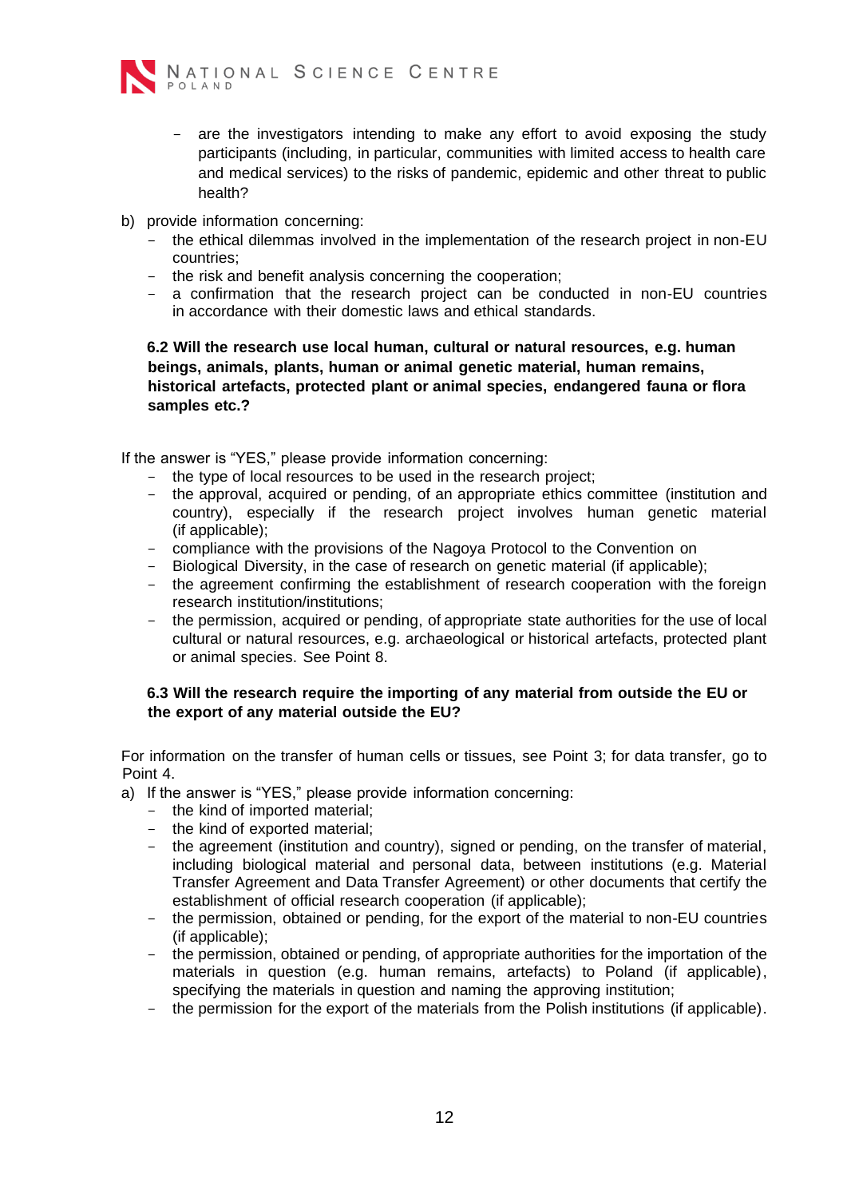- are the investigators intending to make any effort to avoid exposing the study participants (including, in particular, communities with limited access to health care and medical services) to the risks of pandemic, epidemic and other threat to public health?

b) provide information concerning:
   - the ethical dilemmas involved in the implementation of the research project in non-EU countries;
   - the risk and benefit analysis concerning the cooperation;
   - a confirmation that the research project can be conducted in non-EU countries in accordance with their domestic laws and ethical standards.

**6.2 Will the research use local human, cultural or natural resources, e.g. human beings, animals, plants, human or animal genetic material, human remains, historical artefacts, protected plant or animal species, endangered fauna or flora samples etc.?**

If the answer is "YES," please provide information concerning:
- the type of local resources to be used in the research project;
- the approval, acquired or pending, of an appropriate ethics committee (institution and country), especially if the research project involves human genetic material (if applicable);
- compliance with the provisions of the Nagoya Protocol to the Convention on
- Biological Diversity, in the case of research on genetic material (if applicable);
- the agreement confirming the establishment of research cooperation with the foreign research institution/institutions;
- the permission, acquired or pending, of appropriate state authorities for the use of local cultural or natural resources, e.g. archaeological or historical artefacts, protected plant or animal species. See Point 8.

**6.3 Will the research require the importing of any material from outside the EU or the export of any material outside the EU?**

For information on the transfer of human cells or tissues, see Point 3; for data transfer, go to Point 4.

a) If the answer is "YES," please provide information concerning:
   - the kind of imported material;
   - the kind of exported material;
   - the agreement (institution and country), signed or pending, on the transfer of material, including biological material and personal data, between institutions (e.g. Material Transfer Agreement and Data Transfer Agreement) or other documents that certify the establishment of official research cooperation (if applicable);
   - the permission, obtained or pending, for the export of the material to non-EU countries (if applicable);
   - the permission, obtained or pending, of appropriate authorities for the importation of the materials in question (e.g. human remains, artefacts) to Poland (if applicable), specifying the materials in question and naming the approving institution;
   - the permission for the export of the materials from the Polish institutions (if applicable).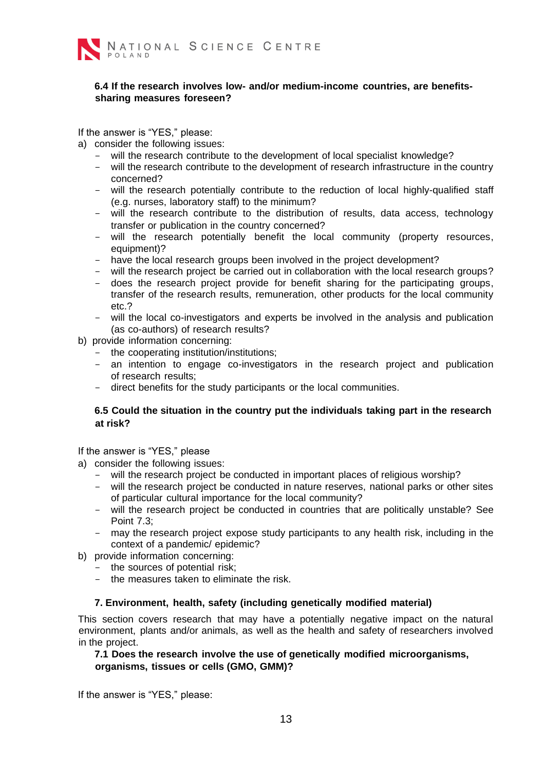#### 6.4 If the research involves low- and/or medium-income countries, are benefits-sharing measures foreseen?

If the answer is "YES," please:

a) consider the following issues:
   - will the research contribute to the development of local specialist knowledge?
   - will the research contribute to the development of research infrastructure in the country concerned?
   - will the research potentially contribute to the reduction of local highly-qualified staff (e.g. nurses, laboratory staff) to the minimum?
   - will the research contribute to the distribution of results, data access, technology transfer or publication in the country concerned?
   - will the research potentially benefit the local community (property resources, equipment)?
   - have the local research groups been involved in the project development?
   - will the research project be carried out in collaboration with the local research groups?
   - does the research project provide for benefit sharing for the participating groups, transfer of the research results, remuneration, other products for the local community etc.?
   - will the local co-investigators and experts be involved in the analysis and publication (as co-authors) of research results?

b) provide information concerning:
   - the cooperating institution/institutions;
   - an intention to engage co-investigators in the research project and publication of research results;
   - direct benefits for the study participants or the local communities.

#### 6.5 Could the situation in the country put the individuals taking part in the research at risk?

If the answer is "YES," please

a) consider the following issues:
   - will the research project be conducted in important places of religious worship?
   - will the research project be conducted in nature reserves, national parks or other sites of particular cultural importance for the local community?
   - will the research project be conducted in countries that are politically unstable? See Point 7.3;
   - may the research project expose study participants to any health risk, including in the context of a pandemic/ epidemic?

b) provide information concerning:
   - the sources of potential risk;
   - the measures taken to eliminate the risk.

### 7. Environment, health, safety (including genetically modified material)

This section covers research that may have a potentially negative impact on the natural environment, plants and/or animals, as well as the health and safety of researchers involved in the project.

#### 7.1 Does the research involve the use of genetically modified microorganisms, organisms, tissues or cells (GMO, GMM)?

If the answer is "YES," please: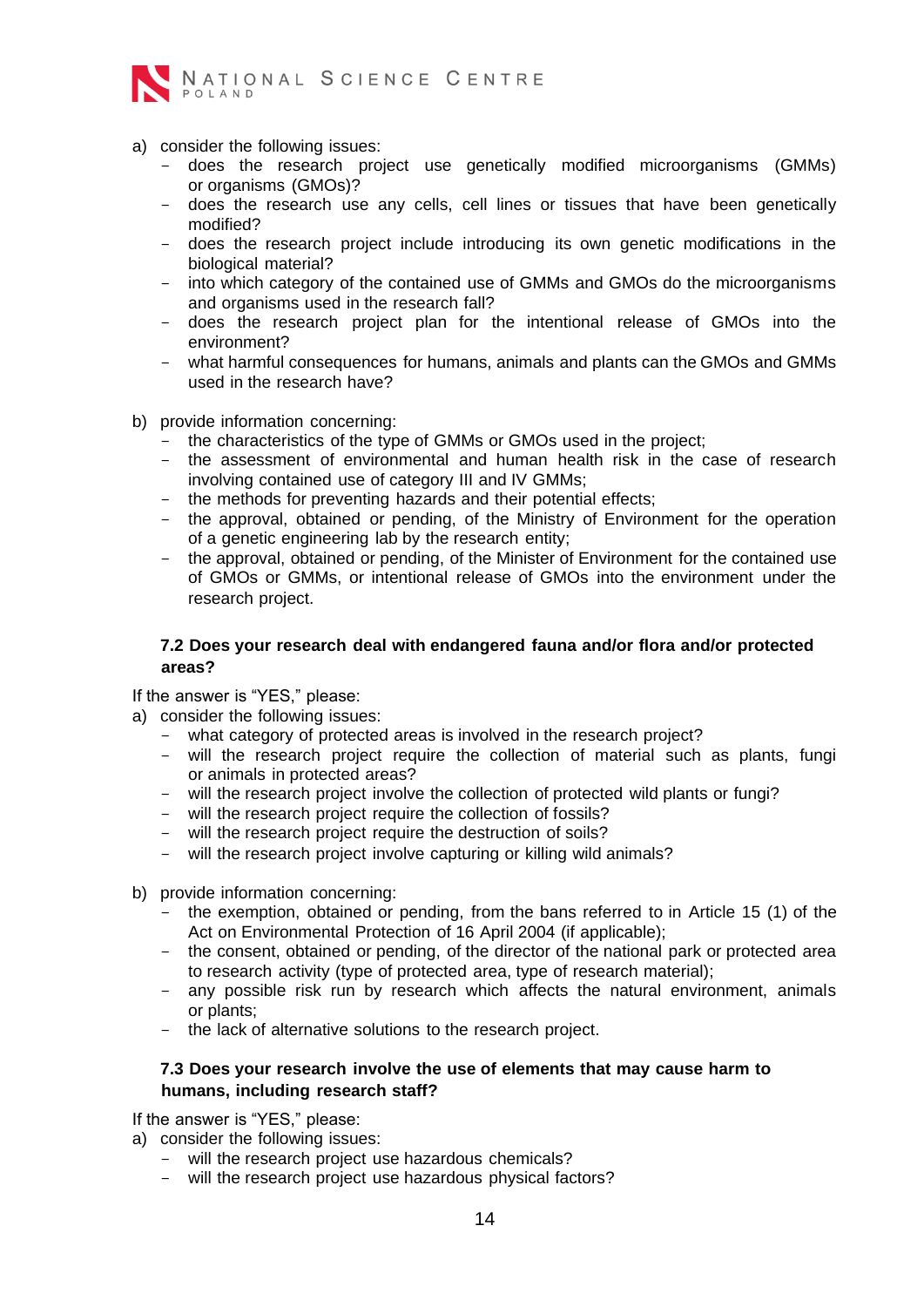a) consider the following issues:
   - does the research project use genetically modified microorganisms (GMMs) or organisms (GMOs)?
   - does the research use any cells, cell lines or tissues that have been genetically modified?
   - does the research project include introducing its own genetic modifications in the biological material?
   - into which category of the contained use of GMMs and GMOs do the microorganisms and organisms used in the research fall?
   - does the research project plan for the intentional release of GMOs into the environment?
   - what harmful consequences for humans, animals and plants can the GMOs and GMMs used in the research have?

b) provide information concerning:
   - the characteristics of the type of GMMs or GMOs used in the project;
   - the assessment of environmental and human health risk in the case of research involving contained use of category III and IV GMMs;
   - the methods for preventing hazards and their potential effects;
   - the approval, obtained or pending, of the Ministry of Environment for the operation of a genetic engineering lab by the research entity;
   - the approval, obtained or pending, of the Minister of Environment for the contained use of GMOs or GMMs, or intentional release of GMOs into the environment under the research project.

### 7.2 Does your research deal with endangered fauna and/or flora and/or protected areas?

If the answer is "YES," please:

a) consider the following issues:
   - what category of protected areas is involved in the research project?
   - will the research project require the collection of material such as plants, fungi or animals in protected areas?
   - will the research project involve the collection of protected wild plants or fungi?
   - will the research project require the collection of fossils?
   - will the research project require the destruction of soils?
   - will the research project involve capturing or killing wild animals?

b) provide information concerning:
   - the exemption, obtained or pending, from the bans referred to in Article 15 (1) of the Act on Environmental Protection of 16 April 2004 (if applicable);
   - the consent, obtained or pending, of the director of the national park or protected area to research activity (type of protected area, type of research material);
   - any possible risk run by research which affects the natural environment, animals or plants;
   - the lack of alternative solutions to the research project.

### 7.3 Does your research involve the use of elements that may cause harm to humans, including research staff?

If the answer is "YES," please:

a) consider the following issues:
   - will the research project use hazardous chemicals?
   - will the research project use hazardous physical factors?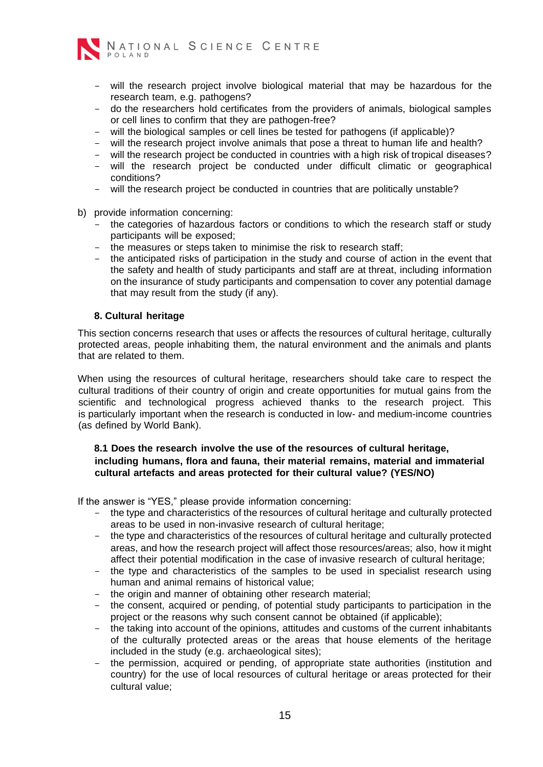- will the research project involve biological material that may be hazardous for the research team, e.g. pathogens?
- do the researchers hold certificates from the providers of animals, biological samples or cell lines to confirm that they are pathogen-free?
- will the biological samples or cell lines be tested for pathogens (if applicable)?
- will the research project involve animals that pose a threat to human life and health?
- will the research project be conducted in countries with a high risk of tropical diseases?
- will the research project be conducted under difficult climatic or geographical conditions?
- will the research project be conducted in countries that are politically unstable?

b) provide information concerning:
   - the categories of hazardous factors or conditions to which the research staff or study participants will be exposed;
   - the measures or steps taken to minimise the risk to research staff;
   - the anticipated risks of participation in the study and course of action in the event that the safety and health of study participants and staff are at threat, including information on the insurance of study participants and compensation to cover any potential damage that may result from the study (if any).

### 8. Cultural heritage

This section concerns research that uses or affects the resources of cultural heritage, culturally protected areas, people inhabiting them, the natural environment and the animals and plants that are related to them.

When using the resources of cultural heritage, researchers should take care to respect the cultural traditions of their country of origin and create opportunities for mutual gains from the scientific and technological progress achieved thanks to the research project. This is particularly important when the research is conducted in low- and medium-income countries (as defined by World Bank).

#### 8.1 Does the research involve the use of the resources of cultural heritage, including humans, flora and fauna, their material remains, material and immaterial cultural artefacts and areas protected for their cultural value? (YES/NO)

If the answer is "YES," please provide information concerning:

- the type and characteristics of the resources of cultural heritage and culturally protected areas to be used in non-invasive research of cultural heritage;
- the type and characteristics of the resources of cultural heritage and culturally protected areas, and how the research project will affect those resources/areas; also, how it might affect their potential modification in the case of invasive research of cultural heritage;
- the type and characteristics of the samples to be used in specialist research using human and animal remains of historical value;
- the origin and manner of obtaining other research material;
- the consent, acquired or pending, of potential study participants to participation in the project or the reasons why such consent cannot be obtained (if applicable);
- the taking into account of the opinions, attitudes and customs of the current inhabitants of the culturally protected areas or the areas that house elements of the heritage included in the study (e.g. archaeological sites);
- the permission, acquired or pending, of appropriate state authorities (institution and country) for the use of local resources of cultural heritage or areas protected for their cultural value;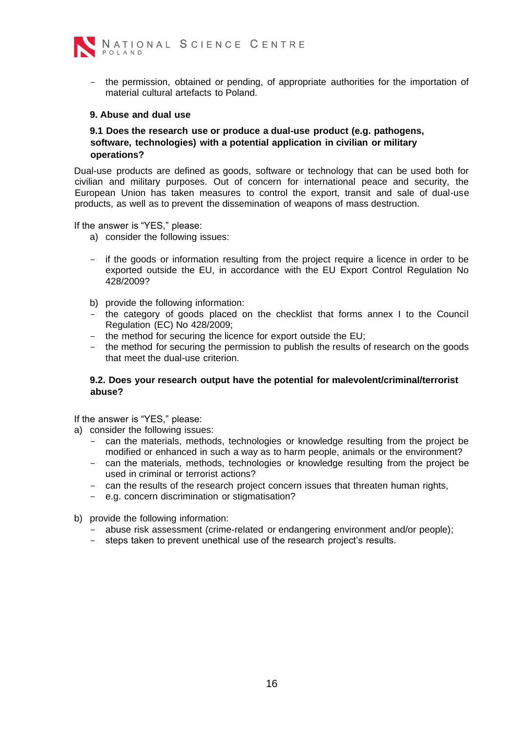- the permission, obtained or pending, of appropriate authorities for the importation of material cultural artefacts to Poland.

## 9. Abuse and dual use

### 9.1 Does the research use or produce a dual-use product (e.g. pathogens, software, technologies) with a potential application in civilian or military operations?

Dual-use products are defined as goods, software or technology that can be used both for civilian and military purposes. Out of concern for international peace and security, the European Union has taken measures to control the export, transit and sale of dual-use products, as well as to prevent the dissemination of weapons of mass destruction.

If the answer is "YES," please:

a) consider the following issues:

- if the goods or information resulting from the project require a licence in order to be exported outside the EU, in accordance with the EU Export Control Regulation No 428/2009?

b) provide the following information:

- the category of goods placed on the checklist that forms annex I to the Council Regulation (EC) No 428/2009;
- the method for securing the licence for export outside the EU;
- the method for securing the permission to publish the results of research on the goods that meet the dual-use criterion.

### 9.2. Does your research output have the potential for malevolent/criminal/terrorist abuse?

If the answer is "YES," please:

a) consider the following issues:
   - can the materials, methods, technologies or knowledge resulting from the project be modified or enhanced in such a way as to harm people, animals or the environment?
   - can the materials, methods, technologies or knowledge resulting from the project be used in criminal or terrorist actions?
   - can the results of the research project concern issues that threaten human rights,
   - e.g. concern discrimination or stigmatisation?

b) provide the following information:
   - abuse risk assessment (crime-related or endangering environment and/or people);
   - steps taken to prevent unethical use of the research project's results.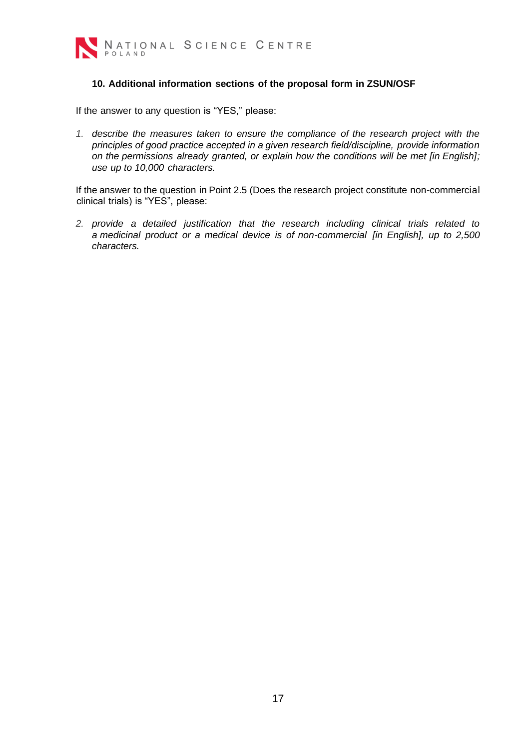### 10. Additional information sections of the proposal form in ZSUN/OSF

If the answer to any question is "YES," please:

1. *describe the measures taken to ensure the compliance of the research project with the principles of good practice accepted in a given research field/discipline, provide information on the permissions already granted, or explain how the conditions will be met [in English]; use up to 10,000 characters.*

If the answer to the question in Point 2.5 (Does the research project constitute non-commercial clinical trials) is "YES", please:

2. *provide a detailed justification that the research including clinical trials related to a medicinal product or a medical device is of non-commercial [in English], up to 2,500 characters.*